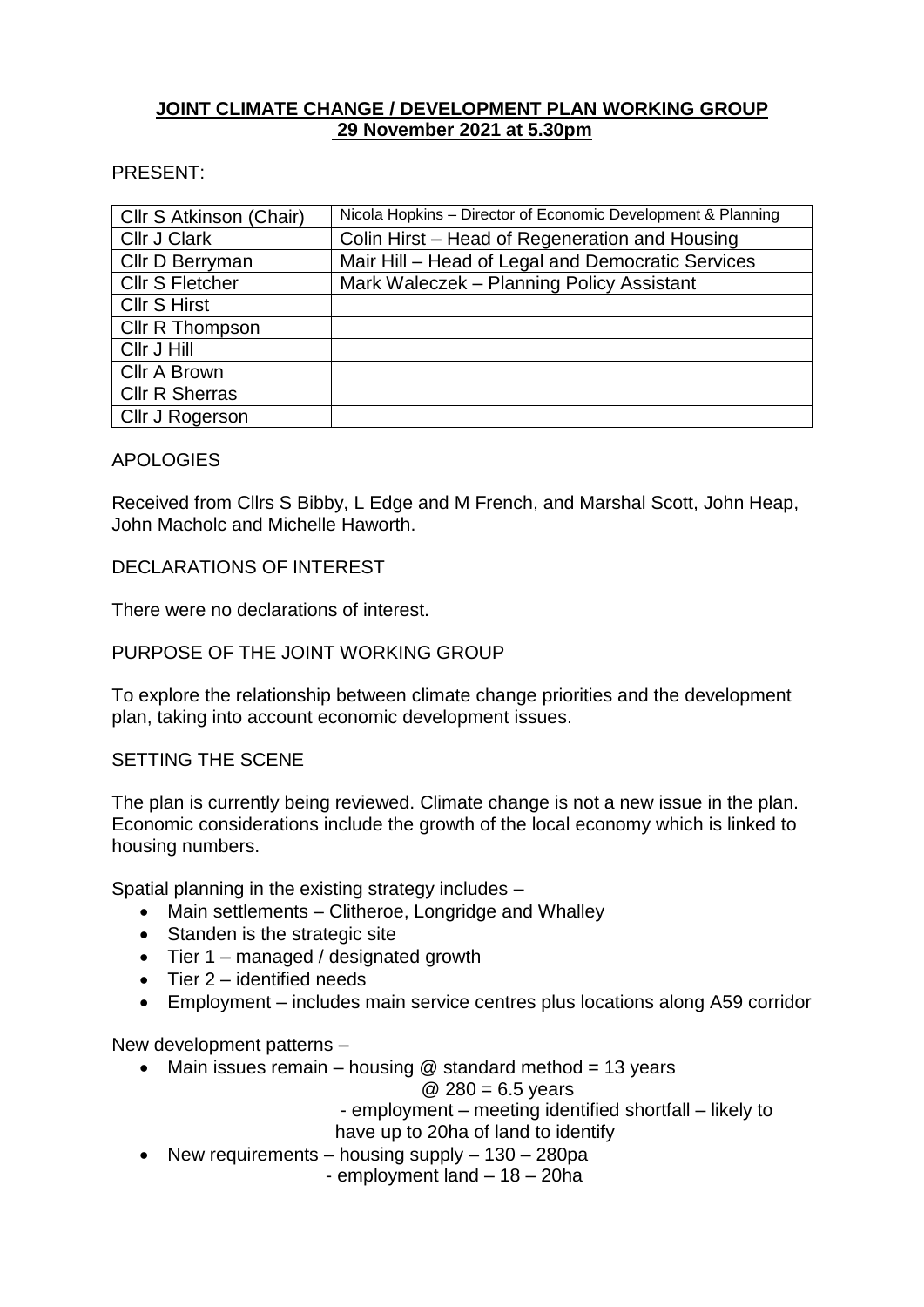# JOINT CLIMATE CHANGE / DEVELOPMENT PLAN WORKING GROUP
## 29 November 2021 at 5.30pm

PRESENT:

| | |
|---|---|
| Cllr S Atkinson (Chair) | Nicola Hopkins – Director of Economic Development & Planning |
| Cllr J Clark | Colin Hirst – Head of Regeneration and Housing |
| Cllr D Berryman | Mair Hill – Head of Legal and Democratic Services |
| Cllr S Fletcher | Mark Waleczek – Planning Policy Assistant |
| Cllr S Hirst | |
| Cllr R Thompson | |
| Cllr J Hill | |
| Cllr A Brown | |
| Cllr R Sherras | |
| Cllr J Rogerson | |

APOLOGIES

Received from Cllrs S Bibby, L Edge and M French, and Marshal Scott, John Heap, John Macholc and Michelle Haworth.

DECLARATIONS OF INTEREST

There were no declarations of interest.

PURPOSE OF THE JOINT WORKING GROUP

To explore the relationship between climate change priorities and the development plan, taking into account economic development issues.

SETTING THE SCENE

The plan is currently being reviewed. Climate change is not a new issue in the plan. Economic considerations include the growth of the local economy which is linked to housing numbers.

Spatial planning in the existing strategy includes –

- Main settlements – Clitheroe, Longridge and Whalley
- Standen is the strategic site
- Tier 1 – managed / designated growth
- Tier 2 – identified needs
- Employment – includes main service centres plus locations along A59 corridor

New development patterns –

- Main issues remain – housing @ standard method = 13 years
  @ 280 = 6.5 years
  - employment – meeting identified shortfall – likely to have up to 20ha of land to identify
- New requirements – housing supply – 130 – 280pa
  - employment land – 18 – 20ha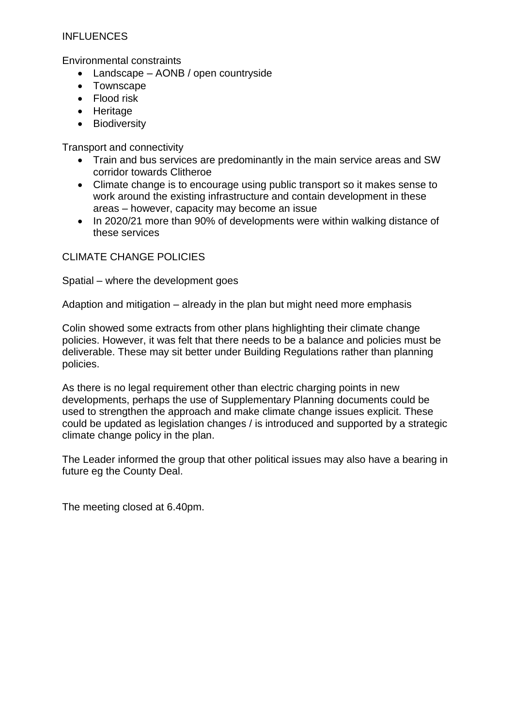INFLUENCES

Environmental constraints

- Landscape – AONB / open countryside
- Townscape
- Flood risk
- Heritage
- Biodiversity

Transport and connectivity

- Train and bus services are predominantly in the main service areas and SW corridor towards Clitheroe
- Climate change is to encourage using public transport so it makes sense to work around the existing infrastructure and contain development in these areas – however, capacity may become an issue
- In 2020/21 more than 90% of developments were within walking distance of these services

CLIMATE CHANGE POLICIES

Spatial – where the development goes

Adaption and mitigation – already in the plan but might need more emphasis

Colin showed some extracts from other plans highlighting their climate change policies. However, it was felt that there needs to be a balance and policies must be deliverable. These may sit better under Building Regulations rather than planning policies.

As there is no legal requirement other than electric charging points in new developments, perhaps the use of Supplementary Planning documents could be used to strengthen the approach and make climate change issues explicit. These could be updated as legislation changes / is introduced and supported by a strategic climate change policy in the plan.

The Leader informed the group that other political issues may also have a bearing in future eg the County Deal.

The meeting closed at 6.40pm.